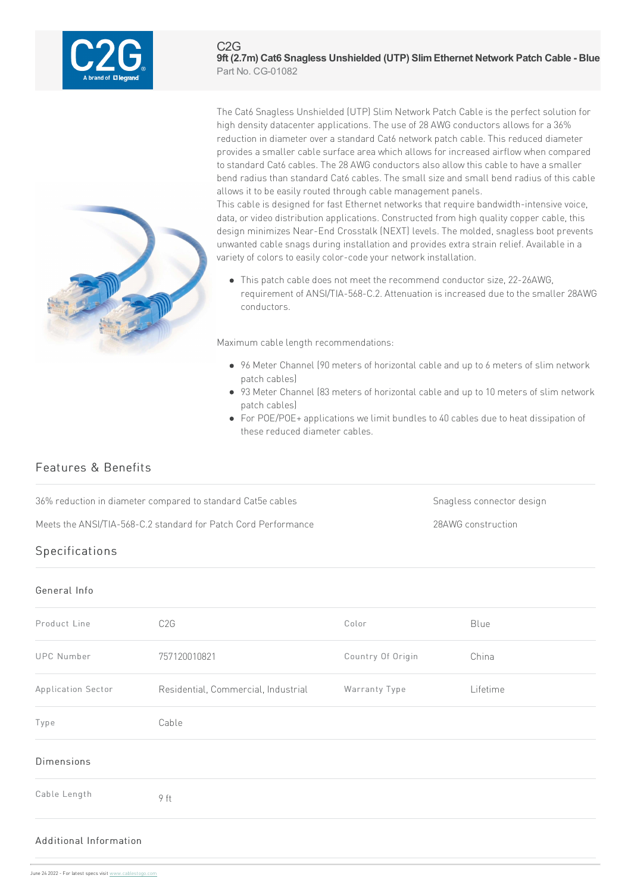C2G

**9ft (2.7m) Cat6 Snagless Unshielded (UTP) Slim Ethernet Network Patch Cable - Blue**

Part No. CG-01082

The Cat6 Snagless Unshielded (UTP) Slim Network Patch Cable is the perfect solution for high density datacenter applications. The use of 28 AWG conductors allows for a 36% reduction in diameter over a standard Cat6 network patch cable. This reduced diameter provides a smaller cable surface area which allows for increased airflow when compared to standard Cat6 cables. The 28 AWG conductors also allow this cable to have a smaller bend radius than standard Cat6 cables. The small size and small bend radius of this cable allows it to be easily routed through cable management panels.

This cable is designed for fast Ethernet networks that require bandwidth-intensive voice, data, or video distribution applications. Constructed from high quality copper cable, this design minimizes Near-End Crosstalk (NEXT) levels. The molded, snagless boot prevents unwanted cable snags during installation and provides extra strain relief. Available in a variety of colors to easily color-code your network installation.

- This patch cable does not meet the recommend conductor size, 22-26AWG, requirement of ANSI/TIA-568-C.2. Attenuation is increased due to the smaller 28AWG conductors.

Maximum cable length recommendations:

- 96 Meter Channel (90 meters of horizontal cable and up to 6 meters of slim network patch cables)
- 93 Meter Channel (83 meters of horizontal cable and up to 10 meters of slim network patch cables)
- For POE/POE+ applications we limit bundles to 40 cables due to heat dissipation of these reduced diameter cables.

## Features & Benefits

- 36% reduction in diameter compared to standard Cat5e cables
- Snagless connector design
- Meets the ANSI/TIA-568-C.2 standard for Patch Cord Performance
- 28AWG construction

## Specifications

### General Info

| | | | |
|---|---|---|---|
| Product Line | C2G | Color | Blue |
| UPC Number | 757120010821 | Country Of Origin | China |
| Application Sector | Residential, Commercial, Industrial | Warranty Type | Lifetime |
| Type | Cable | | |

### Dimensions

| | |
|---|---|
| Cable Length | 9 ft |

### Additional Information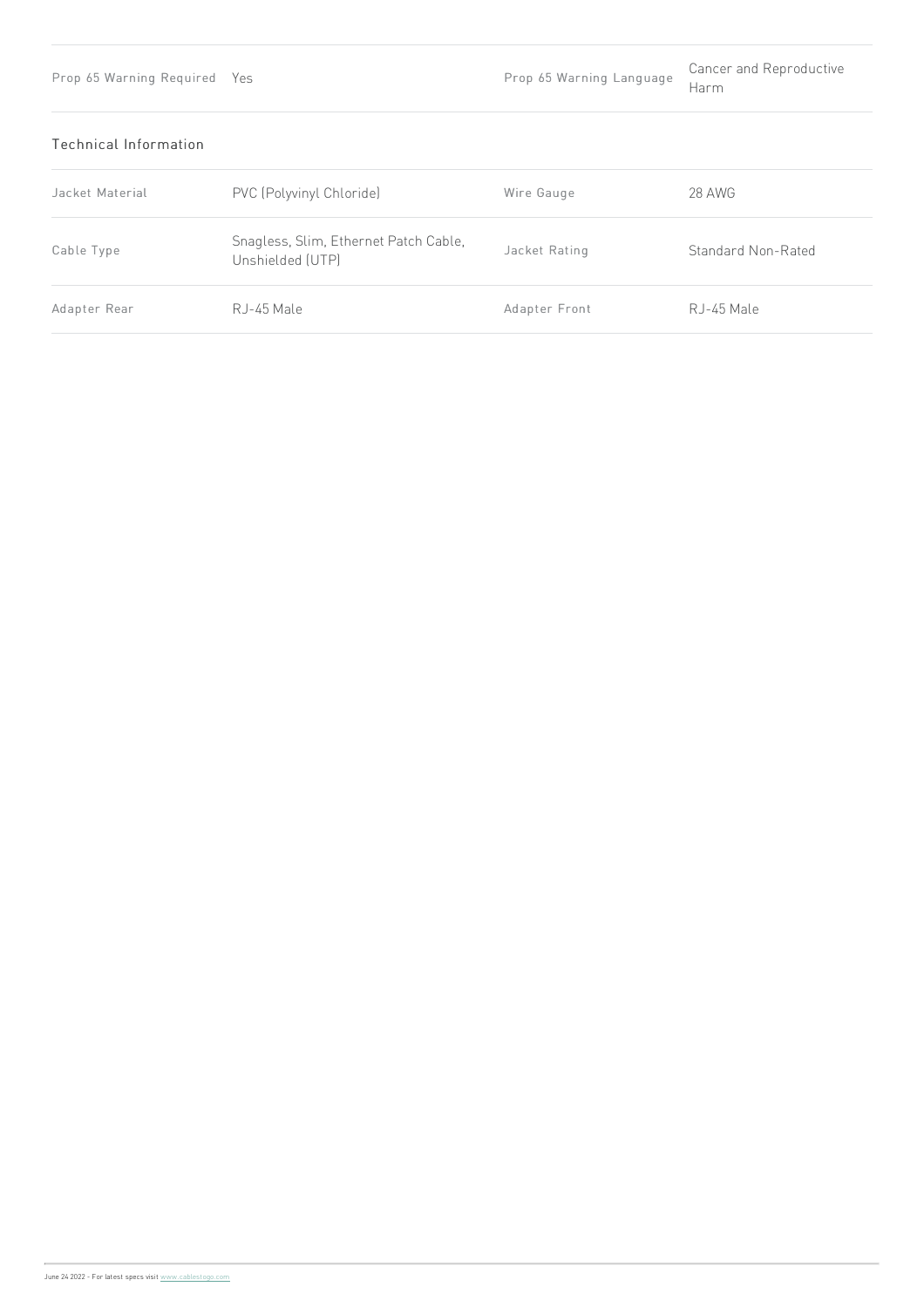| | | | |
|---|---|---|---|
| Prop 65 Warning Required | Yes | Prop 65 Warning Language | Cancer and Reproductive Harm |

## Technical Information

| | | | |
|---|---|---|---|
| Jacket Material | PVC (Polyvinyl Chloride) | Wire Gauge | 28 AWG |
| Cable Type | Snagless, Slim, Ethernet Patch Cable, Unshielded (UTP) | Jacket Rating | Standard Non-Rated |
| Adapter Rear | RJ-45 Male | Adapter Front | RJ-45 Male |

June 24 2022 - For latest specs visit www.cablestogo.com